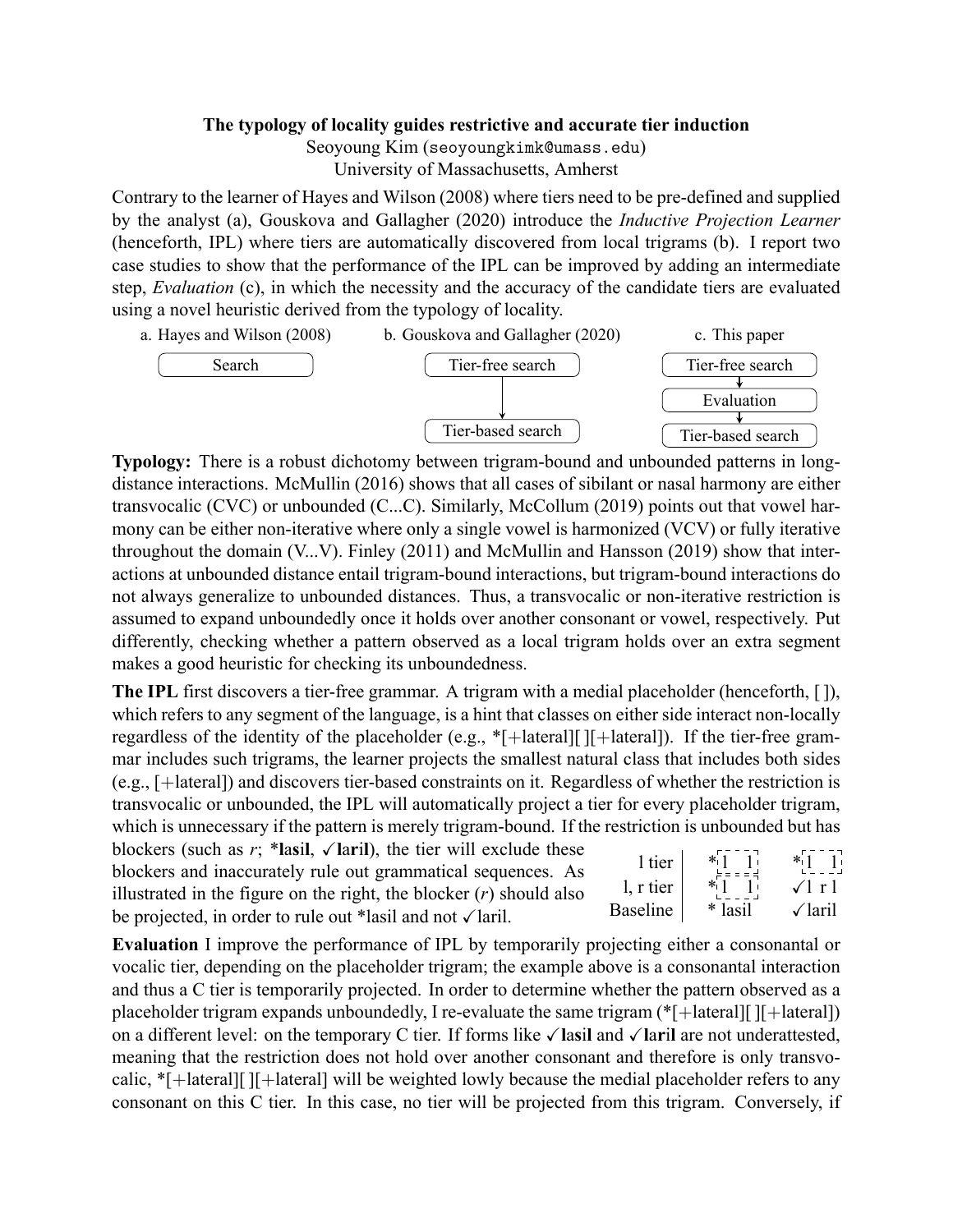**The typology of locality guides restrictive and accurate tier induction**

Seoyoung Kim (`seoyoungkimk@umass.edu`)
University of Massachusetts, Amherst

Contrary to the learner of Hayes and Wilson (2008) where tiers need to be pre-defined and supplied by the analyst (a), Gouskova and Gallagher (2020) introduce the *Inductive Projection Learner* (henceforth, IPL) where tiers are automatically discovered from local trigrams (b). I report two case studies to show that the performance of the IPL can be improved by adding an intermediate step, *Evaluation* (c), in which the necessity and the accuracy of the candidate tiers are evaluated using a novel heuristic derived from the typology of locality.

| a. Hayes and Wilson (2008) | b. Gouskova and Gallagher (2020) | c. This paper |
|---|---|---|
| Search | Tier-free search → Tier-based search | Tier-free search → Evaluation → Tier-based search |

**Typology:** There is a robust dichotomy between trigram-bound and unbounded patterns in long-distance interactions. McMullin (2016) shows that all cases of sibilant or nasal harmony are either transvocalic (CVC) or unbounded (C...C). Similarly, McCollum (2019) points out that vowel harmony can be either non-iterative where only a single vowel is harmonized (VCV) or fully iterative throughout the domain (V...V). Finley (2011) and McMullin and Hansson (2019) show that interactions at unbounded distance entail trigram-bound interactions, but trigram-bound interactions do not always generalize to unbounded distances. Thus, a transvocalic or non-iterative restriction is assumed to expand unboundedly once it holds over another consonant or vowel, respectively. Put differently, checking whether a pattern observed as a local trigram holds over an extra segment makes a good heuristic for checking its unboundedness.

**The IPL** first discovers a tier-free grammar. A trigram with a medial placeholder (henceforth, [ ]), which refers to any segment of the language, is a hint that classes on either side interact non-locally regardless of the identity of the placeholder (e.g., *[+lateral][ ][+lateral]). If the tier-free grammar includes such trigrams, the learner projects the smallest natural class that includes both sides (e.g., [+lateral]) and discovers tier-based constraints on it. Regardless of whether the restriction is transvocalic or unbounded, the IPL will automatically project a tier for every placeholder trigram, which is unnecessary if the pattern is merely trigram-bound. If the restriction is unbounded but has blockers (such as *r*; ***l**as**i**l**, ✓**l**a**r**i**l**), the tier will exclude these blockers and inaccurately rule out grammatical sequences. As illustrated in the figure on the right, the blocker (*r*) should also be projected, in order to rule out *lasil and not ✓laril.

| | | |
|---|---|---|
| l tier | *l l | *l l |
| l, r tier | *l l | ✓l r l |
| Baseline | * lasil | ✓laril |

**Evaluation** I improve the performance of IPL by temporarily projecting either a consonantal or vocalic tier, depending on the placeholder trigram; the example above is a consonantal interaction and thus a C tier is temporarily projected. In order to determine whether the pattern observed as a placeholder trigram expands unboundedly, I re-evaluate the same trigram (*[+lateral][ ][+lateral]) on a different level: on the temporary C tier. If forms like ✓**l**a**s**i**l** and ✓**l**a**r**i**l** are not underattested, meaning that the restriction does not hold over another consonant and therefore is only transvocalic, *[+lateral][ ][+lateral] will be weighted lowly because the medial placeholder refers to any consonant on this C tier. In this case, no tier will be projected from this trigram. Conversely, if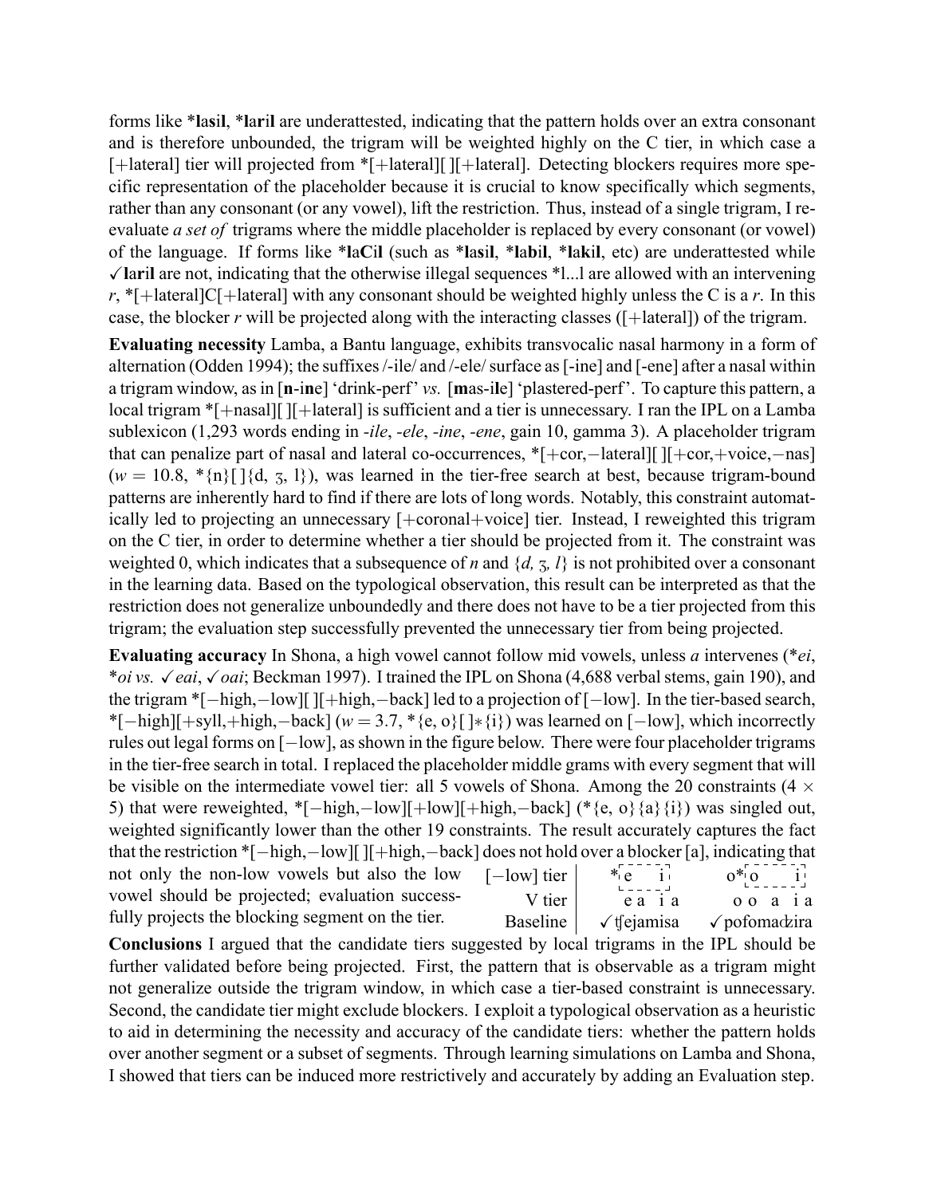forms like *la**s**il, *la**r**il are underattested, indicating that the pattern holds over an extra consonant and is therefore unbounded, the trigram will be weighted highly on the C tier, in which case a [+lateral] tier will projected from *[+lateral][ ][+lateral]. Detecting blockers requires more specific representation of the placeholder because it is crucial to know specifically which segments, rather than any consonant (or any vowel), lift the restriction. Thus, instead of a single trigram, I reevaluate *a set of* trigrams where the middle placeholder is replaced by every consonant (or vowel) of the language. If forms like ***laCil** (such as ***lasil**, ***labil**, ***lakil**, etc) are underattested while ✓**laril** are not, indicating that the otherwise illegal sequences *l...l are allowed with an intervening *r*, *[+lateral]C[+lateral] with any consonant should be weighted highly unless the C is a *r*. In this case, the blocker *r* will be projected along with the interacting classes ([+lateral]) of the trigram.

**Evaluating necessity** Lamba, a Bantu language, exhibits transvocalic nasal harmony in a form of alternation (Odden 1994); the suffixes /-ile/ and /-ele/ surface as [-ine] and [-ene] after a nasal within a trigram window, as in [**n**-i**n**e] 'drink-perf' *vs.* [**m**as-i**l**e] 'plastered-perf'. To capture this pattern, a local trigram *[+nasal][ ][+lateral] is sufficient and a tier is unnecessary. I ran the IPL on a Lamba sublexicon (1,293 words ending in *-ile*, *-ele*, *-ine*, *-ene*, gain 10, gamma 3). A placeholder trigram that can penalize part of nasal and lateral co-occurrences, *[+cor,−lateral][ ][+cor,+voice,−nas] ($w = 10.8$, *{n}[ ]{d, ʒ, l}), was learned in the tier-free search at best, because trigram-bound patterns are inherently hard to find if there are lots of long words. Notably, this constraint automatically led to projecting an unnecessary [+coronal+voice] tier. Instead, I reweighted this trigram on the C tier, in order to determine whether a tier should be projected from it. The constraint was weighted 0, which indicates that a subsequence of *n* and {*d, ʒ, l*} is not prohibited over a consonant in the learning data. Based on the typological observation, this result can be interpreted as that the restriction does not generalize unboundedly and there does not have to be a tier projected from this trigram; the evaluation step successfully prevented the unnecessary tier from being projected.

**Evaluating accuracy** In Shona, a high vowel cannot follow mid vowels, unless *a* intervenes (**ei*, **oi vs.* ✓*eai*, ✓*oai*; Beckman 1997). I trained the IPL on Shona (4,688 verbal stems, gain 190), and the trigram *[−high,−low][ ][+high,−back] led to a projection of [−low]. In the tier-based search, *[−high][+syll,+high,−back] ($w = 3.7$, *{e, o}[ ]∗{i}) was learned on [−low], which incorrectly rules out legal forms on [−low], as shown in the figure below. There were four placeholder trigrams in the tier-free search in total. I replaced the placeholder middle grams with every segment that will be visible on the intermediate vowel tier: all 5 vowels of Shona. Among the 20 constraints (4 × 5) that were reweighted, *[−high,−low][+low][+high,−back] (*{e, o}{a}{i}) was singled out, weighted significantly lower than the other 19 constraints. The result accurately captures the fact that the restriction *[−high,−low][ ][+high,−back] does not hold over a blocker [a], indicating that not only the non-low vowels but also the low vowel should be projected; evaluation successfully projects the blocking segment on the tier.

| | | |
|---|---|---|
| [−low] tier | *e i | o*o i |
| V tier | e a i a | o o a i a |
| Baseline | ✓tʃejamisa | ✓pofomadʑira |

**Conclusions** I argued that the candidate tiers suggested by local trigrams in the IPL should be further validated before being projected. First, the pattern that is observable as a trigram might not generalize outside the trigram window, in which case a tier-based constraint is unnecessary. Second, the candidate tier might exclude blockers. I exploit a typological observation as a heuristic to aid in determining the necessity and accuracy of the candidate tiers: whether the pattern holds over another segment or a subset of segments. Through learning simulations on Lamba and Shona, I showed that tiers can be induced more restrictively and accurately by adding an Evaluation step.